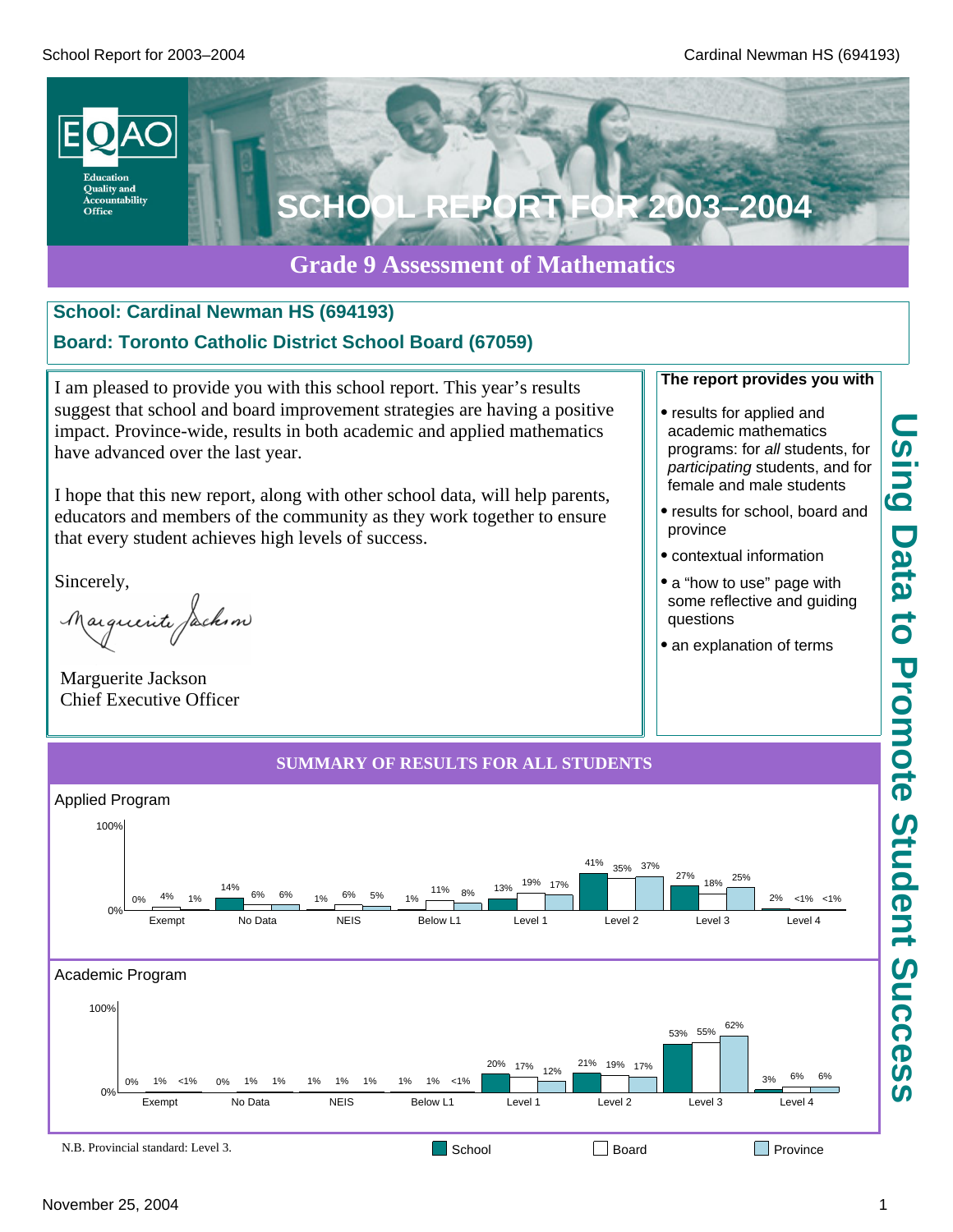# SCHOOL REPORT FOR 2003–2004

## Grade 9 Assessment of Mathematics

**School: Cardinal Newman HS (694193)**

**Board: Toronto Catholic District School Board (67059)**

I am pleased to provide you with this school report. This year's results suggest that school and board improvement strategies are having a positive impact. Province-wide, results in both academic and applied mathematics have advanced over the last year.

I hope that this new report, along with other school data, will help parents, educators and members of the community as they work together to ensure that every student achieves high levels of success.

Sincerely,

Marguerite Jackson
Chief Executive Officer

**The report provides you with**

- results for applied and academic mathematics programs: for *all* students, for *participating* students, and for female and male students
- results for school, board and province
- contextual information
- a "how to use" page with some reflective and guiding questions
- an explanation of terms

**Using Data to Promote Student Success**

### SUMMARY OF RESULTS FOR ALL STUDENTS

**Applied Program**

| | Exempt | No Data | NEIS | Below L1 | Level 1 | Level 2 | Level 3 | Level 4 |
|---|---|---|---|---|---|---|---|---|
| School | 0% | 14% | 1% | 1% | 13% | 41% | 27% | 2% |
| Board | 4% | 6% | 6% | 11% | 19% | 35% | 18% | <1% |
| Province | 1% | 6% | 5% | 8% | 17% | 37% | 25% | <1% |

**Academic Program**

| | Exempt | No Data | NEIS | Below L1 | Level 1 | Level 2 | Level 3 | Level 4 |
|---|---|---|---|---|---|---|---|---|
| School | 0% | 0% | 1% | 1% | 20% | 21% | 53% | 3% |
| Board | 1% | 1% | 1% | 1% | 17% | 19% | 55% | 6% |
| Province | <1% | 1% | 1% | <1% | 12% | 17% | 62% | 6% |

N.B. Provincial standard: Level 3.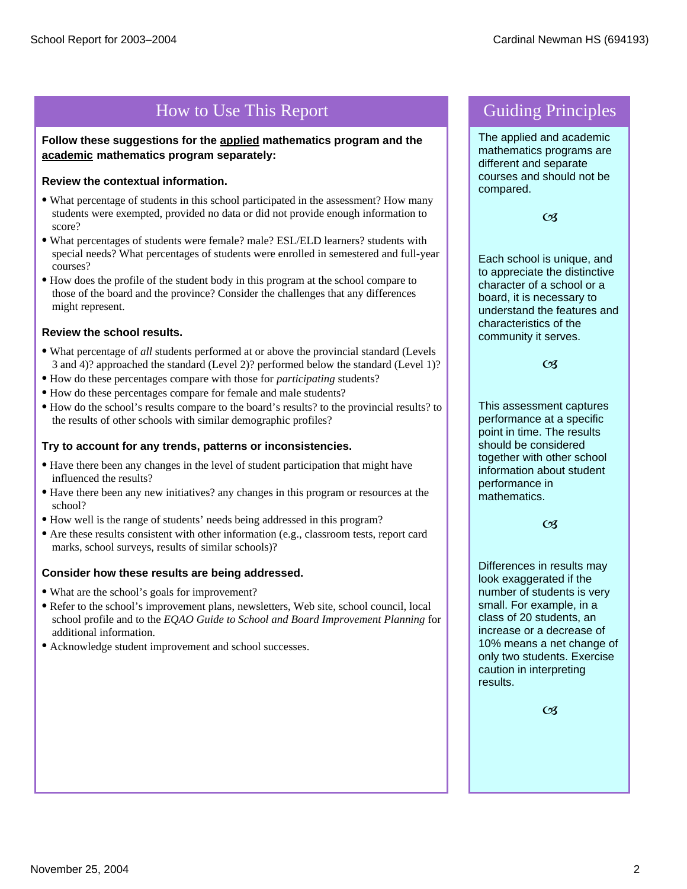## How to Use This Report

**Follow these suggestions for the applied mathematics program and the academic mathematics program separately:**

**Review the contextual information.**

- What percentage of students in this school participated in the assessment? How many students were exempted, provided no data or did not provide enough information to score?
- What percentages of students were female? male? ESL/ELD learners? students with special needs? What percentages of students were enrolled in semestered and full-year courses?
- How does the profile of the student body in this program at the school compare to those of the board and the province? Consider the challenges that any differences might represent.

**Review the school results.**

- What percentage of *all* students performed at or above the provincial standard (Levels 3 and 4)? approached the standard (Level 2)? performed below the standard (Level 1)?
- How do these percentages compare with those for *participating* students?
- How do these percentages compare for female and male students?
- How do the school's results compare to the board's results? to the provincial results? to the results of other schools with similar demographic profiles?

**Try to account for any trends, patterns or inconsistencies.**

- Have there been any changes in the level of student participation that might have influenced the results?
- Have there been any new initiatives? any changes in this program or resources at the school?
- How well is the range of students' needs being addressed in this program?
- Are these results consistent with other information (e.g., classroom tests, report card marks, school surveys, results of similar schools)?

**Consider how these results are being addressed.**

- What are the school's goals for improvement?
- Refer to the school's improvement plans, newsletters, Web site, school council, local school profile and to the *EQAO Guide to School and Board Improvement Planning* for additional information.
- Acknowledge student improvement and school successes.

## Guiding Principles

The applied and academic mathematics programs are different and separate courses and should not be compared.

Each school is unique, and to appreciate the distinctive character of a school or a board, it is necessary to understand the features and characteristics of the community it serves.

This assessment captures performance at a specific point in time. The results should be considered together with other school information about student performance in mathematics.

Differences in results may look exaggerated if the number of students is very small. For example, in a class of 20 students, an increase or a decrease of 10% means a net change of only two students. Exercise caution in interpreting results.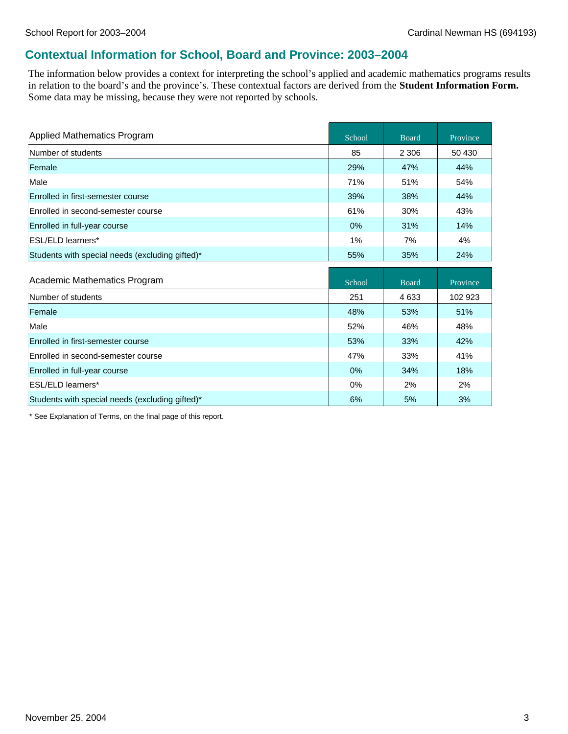## Contextual Information for School, Board and Province: 2003–2004

The information below provides a context for interpreting the school's applied and academic mathematics programs results in relation to the board's and the province's. These contextual factors are derived from the **Student Information Form.** Some data may be missing, because they were not reported by schools.

| Applied Mathematics Program | School | Board | Province |
|---|---|---|---|
| Number of students | 85 | 2 306 | 50 430 |
| Female | 29% | 47% | 44% |
| Male | 71% | 51% | 54% |
| Enrolled in first-semester course | 39% | 38% | 44% |
| Enrolled in second-semester course | 61% | 30% | 43% |
| Enrolled in full-year course | 0% | 31% | 14% |
| ESL/ELD learners* | 1% | 7% | 4% |
| Students with special needs (excluding gifted)* | 55% | 35% | 24% |

| Academic Mathematics Program | School | Board | Province |
|---|---|---|---|
| Number of students | 251 | 4 633 | 102 923 |
| Female | 48% | 53% | 51% |
| Male | 52% | 46% | 48% |
| Enrolled in first-semester course | 53% | 33% | 42% |
| Enrolled in second-semester course | 47% | 33% | 41% |
| Enrolled in full-year course | 0% | 34% | 18% |
| ESL/ELD learners* | 0% | 2% | 2% |
| Students with special needs (excluding gifted)* | 6% | 5% | 3% |

* See Explanation of Terms, on the final page of this report.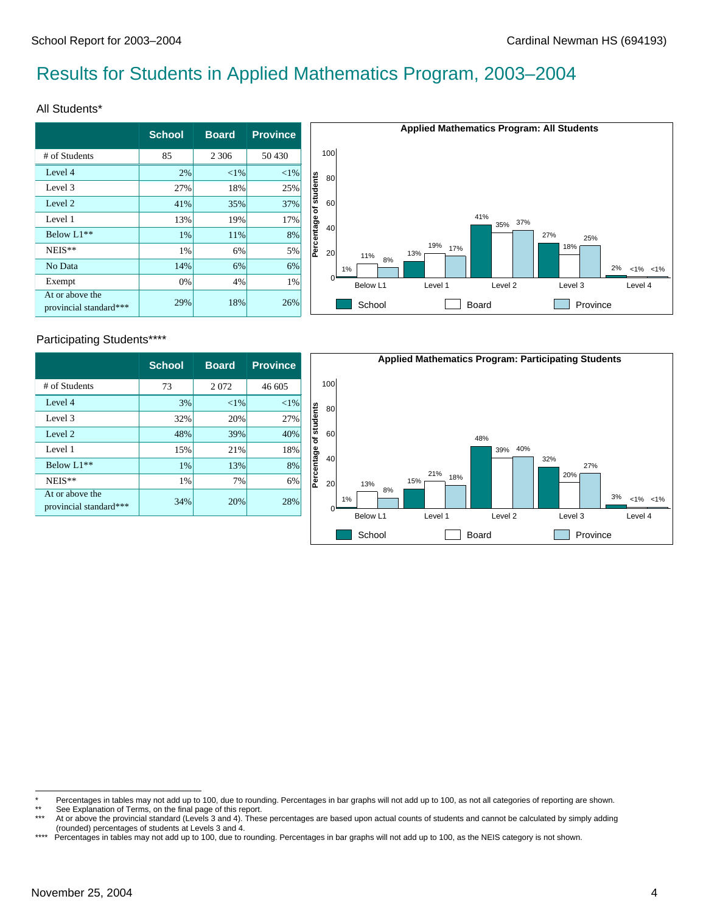# Results for Students in Applied Mathematics Program, 2003–2004

## All Students*

| | School | Board | Province |
|---|---|---|---|
| # of Students | 85 | 2 306 | 50 430 |
| Level 4 | 2% | <1% | <1% |
| Level 3 | 27% | 18% | 25% |
| Level 2 | 41% | 35% | 37% |
| Level 1 | 13% | 19% | 17% |
| Below L1** | 1% | 11% | 8% |
| NEIS** | 1% | 6% | 5% |
| No Data | 14% | 6% | 6% |
| Exempt | 0% | 4% | 1% |
| At or above the provincial standard*** | 29% | 18% | 26% |

**Applied Mathematics Program: All Students**

| | Below L1 | Level 1 | Level 2 | Level 3 | Level 4 |
|---|---|---|---|---|---|
| School | 1% | 13% | 41% | 27% | 2% |
| Board | 11% | 19% | 35% | 18% | <1% |
| Province | 8% | 17% | 37% | 25% | <1% |

## Participating Students****

| | School | Board | Province |
|---|---|---|---|
| # of Students | 73 | 2 072 | 46 605 |
| Level 4 | 3% | <1% | <1% |
| Level 3 | 32% | 20% | 27% |
| Level 2 | 48% | 39% | 40% |
| Level 1 | 15% | 21% | 18% |
| Below L1** | 1% | 13% | 8% |
| NEIS** | 1% | 7% | 6% |
| At or above the provincial standard*** | 34% | 20% | 28% |

**Applied Mathematics Program: Participating Students**

| | Below L1 | Level 1 | Level 2 | Level 3 | Level 4 |
|---|---|---|---|---|---|
| School | 1% | 15% | 48% | 32% | 3% |
| Board | 13% | 21% | 39% | 20% | <1% |
| Province | 8% | 18% | 40% | 27% | <1% |

---

\* Percentages in tables may not add up to 100, due to rounding. Percentages in bar graphs will not add up to 100, as not all categories of reporting are shown.

\*\* See Explanation of Terms, on the final page of this report.

\*\*\* At or above the provincial standard (Levels 3 and 4). These percentages are based upon actual counts of students and cannot be calculated by simply adding (rounded) percentages of students at Levels 3 and 4.

\*\*\*\* Percentages in tables may not add up to 100, due to rounding. Percentages in bar graphs will not add up to 100, as the NEIS category is not shown.

November 25, 2004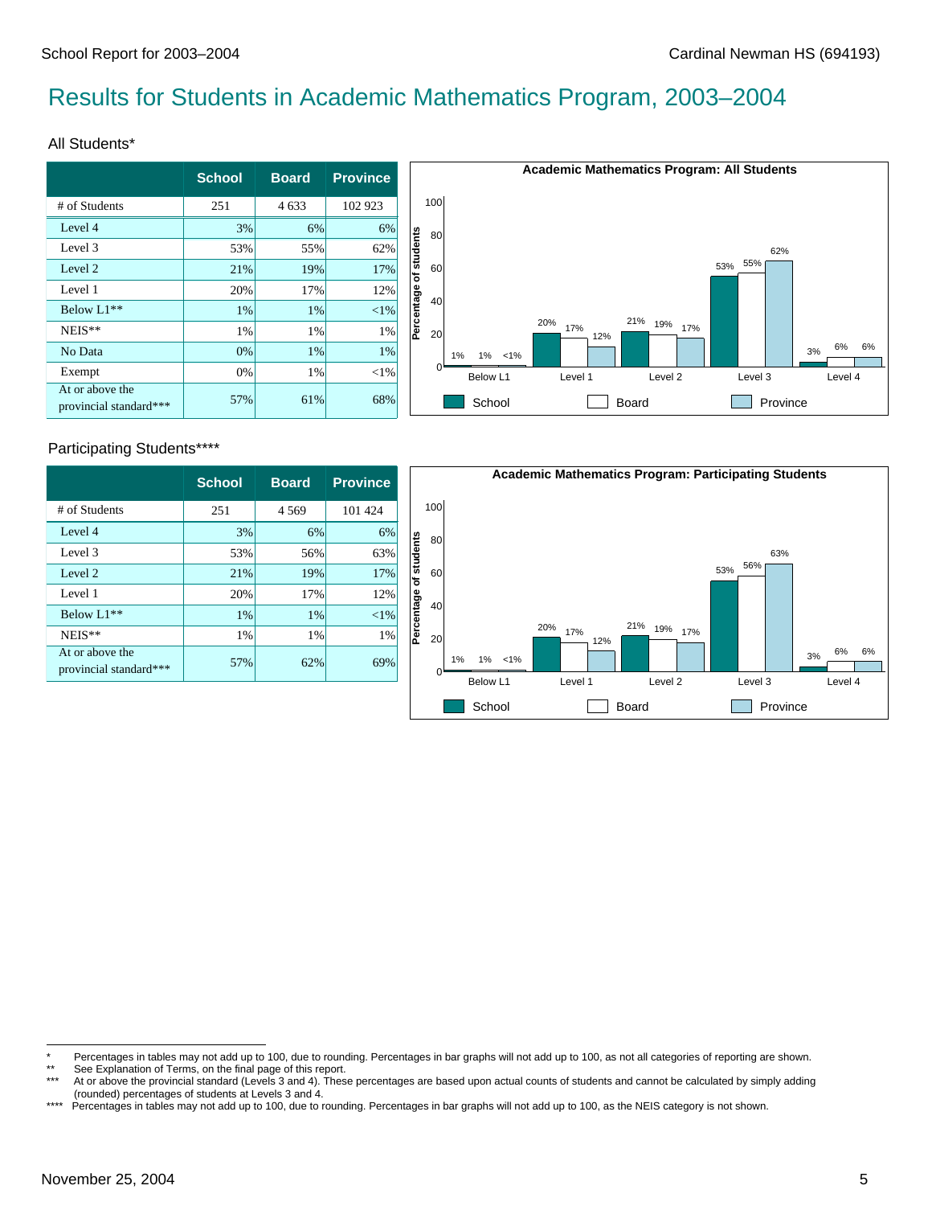# Results for Students in Academic Mathematics Program, 2003–2004

## All Students*

| | School | Board | Province |
|---|---|---|---|
| # of Students | 251 | 4 633 | 102 923 |
| Level 4 | 3% | 6% | 6% |
| Level 3 | 53% | 55% | 62% |
| Level 2 | 21% | 19% | 17% |
| Level 1 | 20% | 17% | 12% |
| Below L1** | 1% | 1% | <1% |
| NEIS** | 1% | 1% | 1% |
| No Data | 0% | 1% | 1% |
| Exempt | 0% | 1% | <1% |
| At or above the provincial standard*** | 57% | 61% | 68% |

**Academic Mathematics Program: All Students**

| | Below L1 | Level 1 | Level 2 | Level 3 | Level 4 |
|---|---|---|---|---|---|
| School | 1% | 20% | 21% | 53% | 3% |
| Board | 1% | 17% | 19% | 55% | 6% |
| Province | <1% | 12% | 17% | 62% | 6% |

## Participating Students****

| | School | Board | Province |
|---|---|---|---|
| # of Students | 251 | 4 569 | 101 424 |
| Level 4 | 3% | 6% | 6% |
| Level 3 | 53% | 56% | 63% |
| Level 2 | 21% | 19% | 17% |
| Level 1 | 20% | 17% | 12% |
| Below L1** | 1% | 1% | <1% |
| NEIS** | 1% | 1% | 1% |
| At or above the provincial standard*** | 57% | 62% | 69% |

**Academic Mathematics Program: Participating Students**

| | Below L1 | Level 1 | Level 2 | Level 3 | Level 4 |
|---|---|---|---|---|---|
| School | 1% | 20% | 21% | 53% | 3% |
| Board | 1% | 17% | 19% | 56% | 6% |
| Province | <1% | 12% | 17% | 63% | 6% |

---

\* Percentages in tables may not add up to 100, due to rounding. Percentages in bar graphs will not add up to 100, as not all categories of reporting are shown.

\** See Explanation of Terms, on the final page of this report.

\*** At or above the provincial standard (Levels 3 and 4). These percentages are based upon actual counts of students and cannot be calculated by simply adding (rounded) percentages of students at Levels 3 and 4.

\**** Percentages in tables may not add up to 100, due to rounding. Percentages in bar graphs will not add up to 100, as the NEIS category is not shown.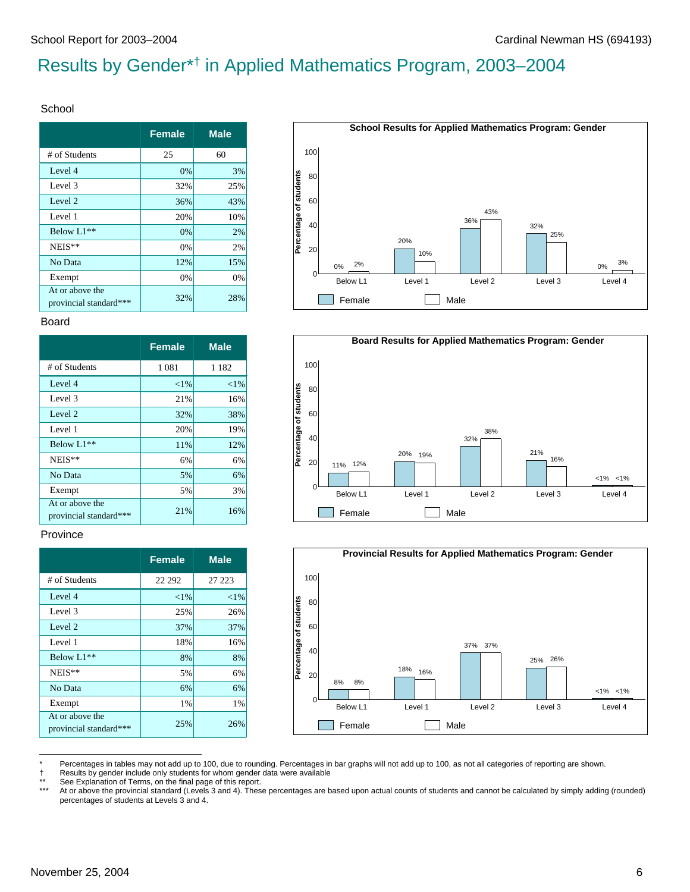# Results by Gender*† in Applied Mathematics Program, 2003–2004

## School

| | Female | Male |
|---|---|---|
| # of Students | 25 | 60 |
| Level 4 | 0% | 3% |
| Level 3 | 32% | 25% |
| Level 2 | 36% | 43% |
| Level 1 | 20% | 10% |
| Below L1** | 0% | 2% |
| NEIS** | 0% | 2% |
| No Data | 12% | 15% |
| Exempt | 0% | 0% |
| At or above the provincial standard*** | 32% | 28% |

**School Results for Applied Mathematics Program: Gender**

| | Female | Male |
|---|---|---|
| Below L1 | 0% | 2% |
| Level 1 | 20% | 10% |
| Level 2 | 36% | 43% |
| Level 3 | 32% | 25% |
| Level 4 | 0% | 3% |

## Board

| | Female | Male |
|---|---|---|
| # of Students | 1 081 | 1 182 |
| Level 4 | <1% | <1% |
| Level 3 | 21% | 16% |
| Level 2 | 32% | 38% |
| Level 1 | 20% | 19% |
| Below L1** | 11% | 12% |
| NEIS** | 6% | 6% |
| No Data | 5% | 6% |
| Exempt | 5% | 3% |
| At or above the provincial standard*** | 21% | 16% |

**Board Results for Applied Mathematics Program: Gender**

| | Female | Male |
|---|---|---|
| Below L1 | 11% | 12% |
| Level 1 | 20% | 19% |
| Level 2 | 32% | 38% |
| Level 3 | 21% | 16% |
| Level 4 | <1% | <1% |

## Province

| | Female | Male |
|---|---|---|
| # of Students | 22 292 | 27 223 |
| Level 4 | <1% | <1% |
| Level 3 | 25% | 26% |
| Level 2 | 37% | 37% |
| Level 1 | 18% | 16% |
| Below L1** | 8% | 8% |
| NEIS** | 5% | 6% |
| No Data | 6% | 6% |
| Exempt | 1% | 1% |
| At or above the provincial standard*** | 25% | 26% |

**Provincial Results for Applied Mathematics Program: Gender**

| | Female | Male |
|---|---|---|
| Below L1 | 8% | 8% |
| Level 1 | 18% | 16% |
| Level 2 | 37% | 37% |
| Level 3 | 25% | 26% |
| Level 4 | <1% | <1% |

---

\* Percentages in tables may not add up to 100, due to rounding. Percentages in bar graphs will not add up to 100, as not all categories of reporting are shown.
† Results by gender include only students for whom gender data were available
** See Explanation of Terms, on the final page of this report.
*** At or above the provincial standard (Levels 3 and 4). These percentages are based upon actual counts of students and cannot be calculated by simply adding (rounded) percentages of students at Levels 3 and 4.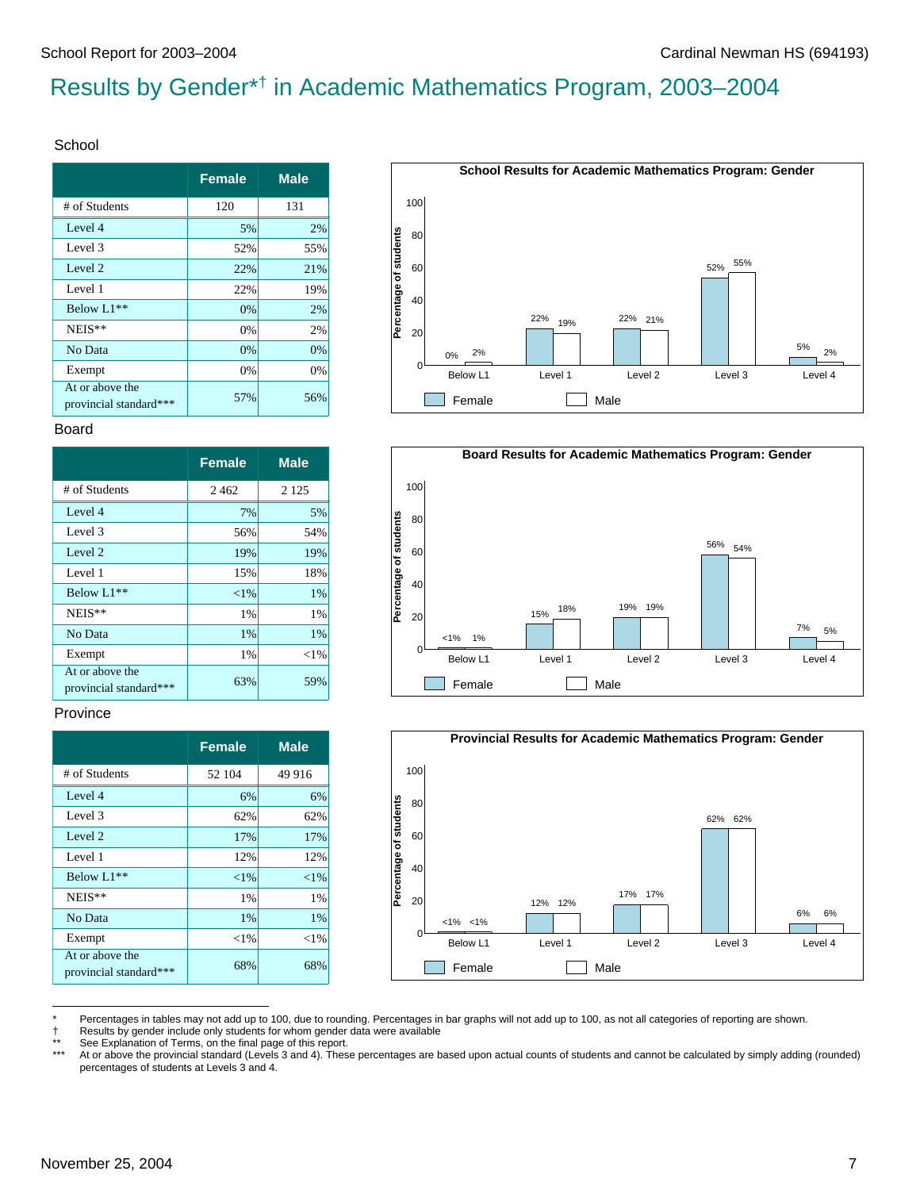# Results by Gender*† in Academic Mathematics Program, 2003–2004

## School

| | Female | Male |
|---|---|---|
| # of Students | 120 | 131 |
| Level 4 | 5% | 2% |
| Level 3 | 52% | 55% |
| Level 2 | 22% | 21% |
| Level 1 | 22% | 19% |
| Below L1** | 0% | 2% |
| NEIS** | 0% | 2% |
| No Data | 0% | 0% |
| Exempt | 0% | 0% |
| At or above the provincial standard*** | 57% | 56% |

**School Results for Academic Mathematics Program: Gender**

| | Below L1 | Level 1 | Level 2 | Level 3 | Level 4 |
|---|---|---|---|---|---|
| Female | 0% | 22% | 22% | 52% | 5% |
| Male | 2% | 19% | 21% | 55% | 2% |

## Board

| | Female | Male |
|---|---|---|
| # of Students | 2 462 | 2 125 |
| Level 4 | 7% | 5% |
| Level 3 | 56% | 54% |
| Level 2 | 19% | 19% |
| Level 1 | 15% | 18% |
| Below L1** | <1% | 1% |
| NEIS** | 1% | 1% |
| No Data | 1% | 1% |
| Exempt | 1% | <1% |
| At or above the provincial standard*** | 63% | 59% |

**Board Results for Academic Mathematics Program: Gender**

| | Below L1 | Level 1 | Level 2 | Level 3 | Level 4 |
|---|---|---|---|---|---|
| Female | <1% | 15% | 19% | 56% | 7% |
| Male | 1% | 18% | 19% | 54% | 5% |

## Province

| | Female | Male |
|---|---|---|
| # of Students | 52 104 | 49 916 |
| Level 4 | 6% | 6% |
| Level 3 | 62% | 62% |
| Level 2 | 17% | 17% |
| Level 1 | 12% | 12% |
| Below L1** | <1% | <1% |
| NEIS** | 1% | 1% |
| No Data | 1% | 1% |
| Exempt | <1% | <1% |
| At or above the provincial standard*** | 68% | 68% |

**Provincial Results for Academic Mathematics Program: Gender**

| | Below L1 | Level 1 | Level 2 | Level 3 | Level 4 |
|---|---|---|---|---|---|
| Female | <1% | 12% | 17% | 62% | 6% |
| Male | <1% | 12% | 17% | 62% | 6% |

---

\* Percentages in tables may not add up to 100, due to rounding. Percentages in bar graphs will not add up to 100, as not all categories of reporting are shown.

† Results by gender include only students for whom gender data were available

** See Explanation of Terms, on the final page of this report.

*** At or above the provincial standard (Levels 3 and 4). These percentages are based upon actual counts of students and cannot be calculated by simply adding (rounded) percentages of students at Levels 3 and 4.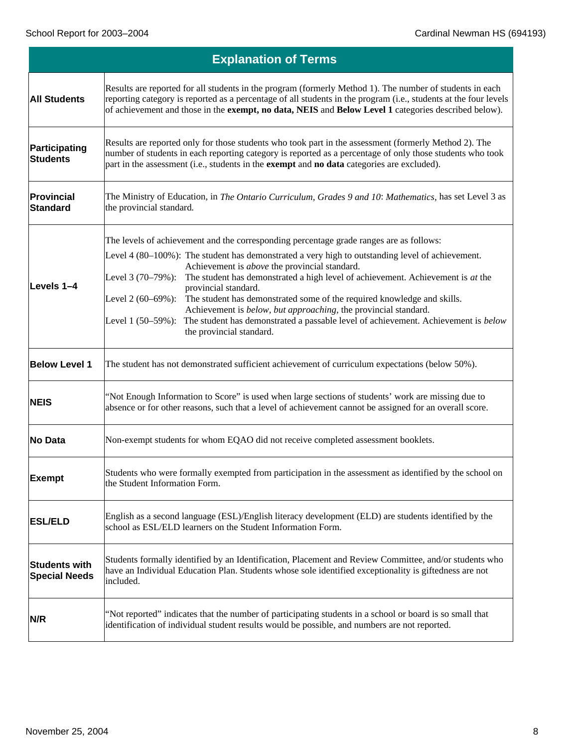| Explanation of Terms | |
|---|---|
| **All Students** | Results are reported for all students in the program (formerly Method 1). The number of students in each reporting category is reported as a percentage of all students in the program (i.e., students at the four levels of achievement and those in the **exempt, no data, NEIS** and **Below Level 1** categories described below). |
| **Participating Students** | Results are reported only for those students who took part in the assessment (formerly Method 2). The number of students in each reporting category is reported as a percentage of only those students who took part in the assessment (i.e., students in the **exempt** and **no data** categories are excluded). |
| **Provincial Standard** | The Ministry of Education, in *The Ontario Curriculum, Grades 9 and 10*: *Mathematics,* has set Level 3 as the provincial standard. |
| **Levels 1–4** | The levels of achievement and the corresponding percentage grade ranges are as follows:<br>Level 4 (80–100%): The student has demonstrated a very high to outstanding level of achievement. Achievement is *above* the provincial standard.<br>Level 3 (70–79%): The student has demonstrated a high level of achievement. Achievement is *at* the provincial standard.<br>Level 2 (60–69%): The student has demonstrated some of the required knowledge and skills. Achievement is *below, but approaching,* the provincial standard.<br>Level 1 (50–59%): The student has demonstrated a passable level of achievement. Achievement is *below* the provincial standard. |
| **Below Level 1** | The student has not demonstrated sufficient achievement of curriculum expectations (below 50%). |
| **NEIS** | "Not Enough Information to Score" is used when large sections of students' work are missing due to absence or for other reasons, such that a level of achievement cannot be assigned for an overall score. |
| **No Data** | Non-exempt students for whom EQAO did not receive completed assessment booklets. |
| **Exempt** | Students who were formally exempted from participation in the assessment as identified by the school on the Student Information Form. |
| **ESL/ELD** | English as a second language (ESL)/English literacy development (ELD) are students identified by the school as ESL/ELD learners on the Student Information Form. |
| **Students with Special Needs** | Students formally identified by an Identification, Placement and Review Committee, and/or students who have an Individual Education Plan. Students whose sole identified exceptionality is giftedness are not included. |
| **N/R** | "Not reported" indicates that the number of participating students in a school or board is so small that identification of individual student results would be possible, and numbers are not reported. |